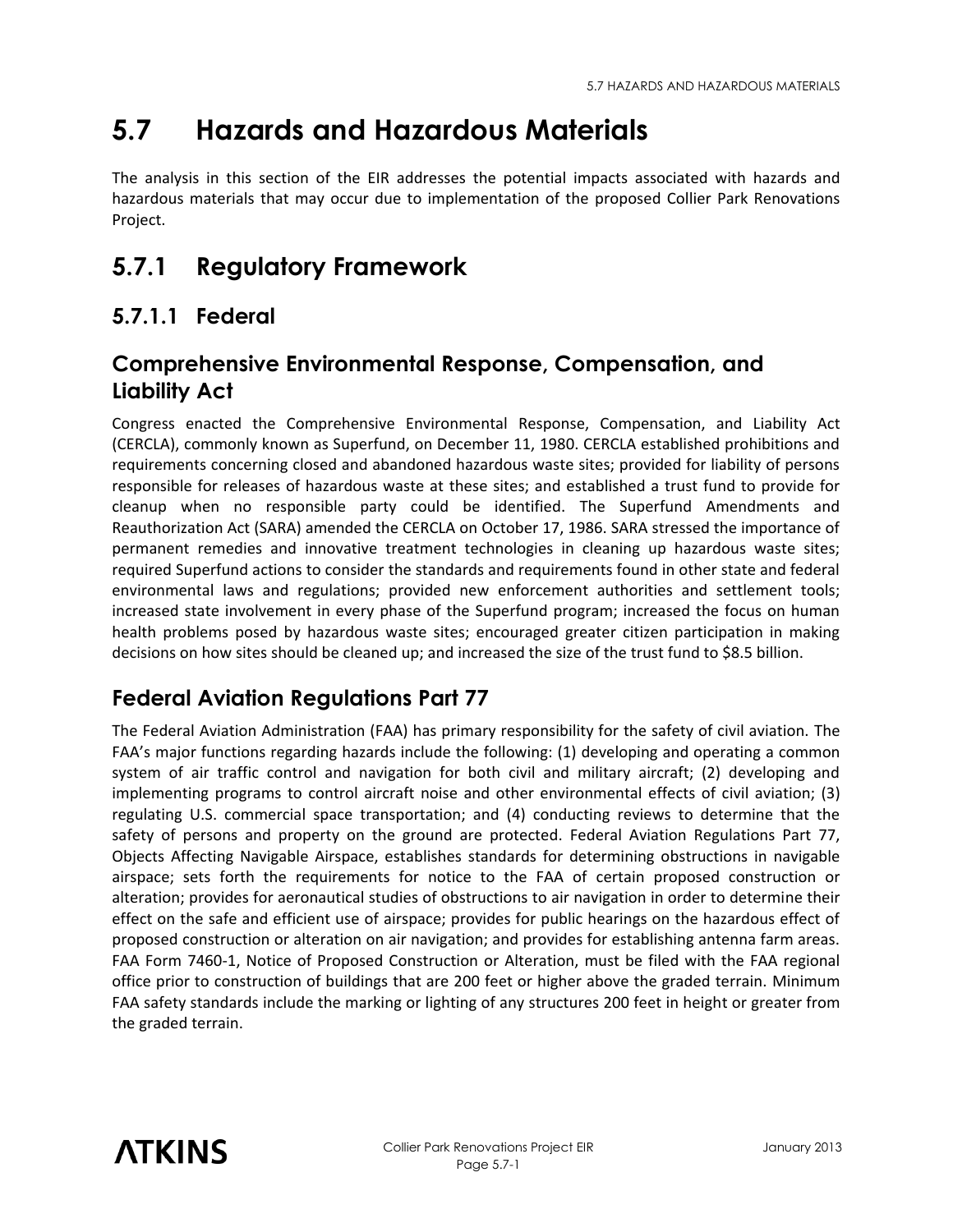# 5.7 Hazards and Hazardous Materials

The analysis in this section of the EIR addresses the potential impacts associated with hazards and hazardous materials that may occur due to implementation of the proposed Collier Park Renovations Project.

## 5.7.1 Regulatory Framework

### 5.7.1.1 Federal

### Comprehensive Environmental Response, Compensation, and Liability Act

Congress enacted the Comprehensive Environmental Response, Compensation, and Liability Act (CERCLA), commonly known as Superfund, on December 11, 1980. CERCLA established prohibitions and requirements concerning closed and abandoned hazardous waste sites; provided for liability of persons responsible for releases of hazardous waste at these sites; and established a trust fund to provide for cleanup when no responsible party could be identified. The Superfund Amendments and Reauthorization Act (SARA) amended the CERCLA on October 17, 1986. SARA stressed the importance of permanent remedies and innovative treatment technologies in cleaning up hazardous waste sites; required Superfund actions to consider the standards and requirements found in other state and federal environmental laws and regulations; provided new enforcement authorities and settlement tools; increased state involvement in every phase of the Superfund program; increased the focus on human health problems posed by hazardous waste sites; encouraged greater citizen participation in making decisions on how sites should be cleaned up; and increased the size of the trust fund to $8.5 billion.

### Federal Aviation Regulations Part 77

The Federal Aviation Administration (FAA) has primary responsibility for the safety of civil aviation. The FAA's major functions regarding hazards include the following: (1) developing and operating a common system of air traffic control and navigation for both civil and military aircraft; (2) developing and implementing programs to control aircraft noise and other environmental effects of civil aviation; (3) regulating U.S. commercial space transportation; and (4) conducting reviews to determine that the safety of persons and property on the ground are protected. Federal Aviation Regulations Part 77, Objects Affecting Navigable Airspace, establishes standards for determining obstructions in navigable airspace; sets forth the requirements for notice to the FAA of certain proposed construction or alteration; provides for aeronautical studies of obstructions to air navigation in order to determine their effect on the safe and efficient use of airspace; provides for public hearings on the hazardous effect of proposed construction or alteration on air navigation; and provides for establishing antenna farm areas. FAA Form 7460-1, Notice of Proposed Construction or Alteration, must be filed with the FAA regional office prior to construction of buildings that are 200 feet or higher above the graded terrain. Minimum FAA safety standards include the marking or lighting of any structures 200 feet in height or greater from the graded terrain.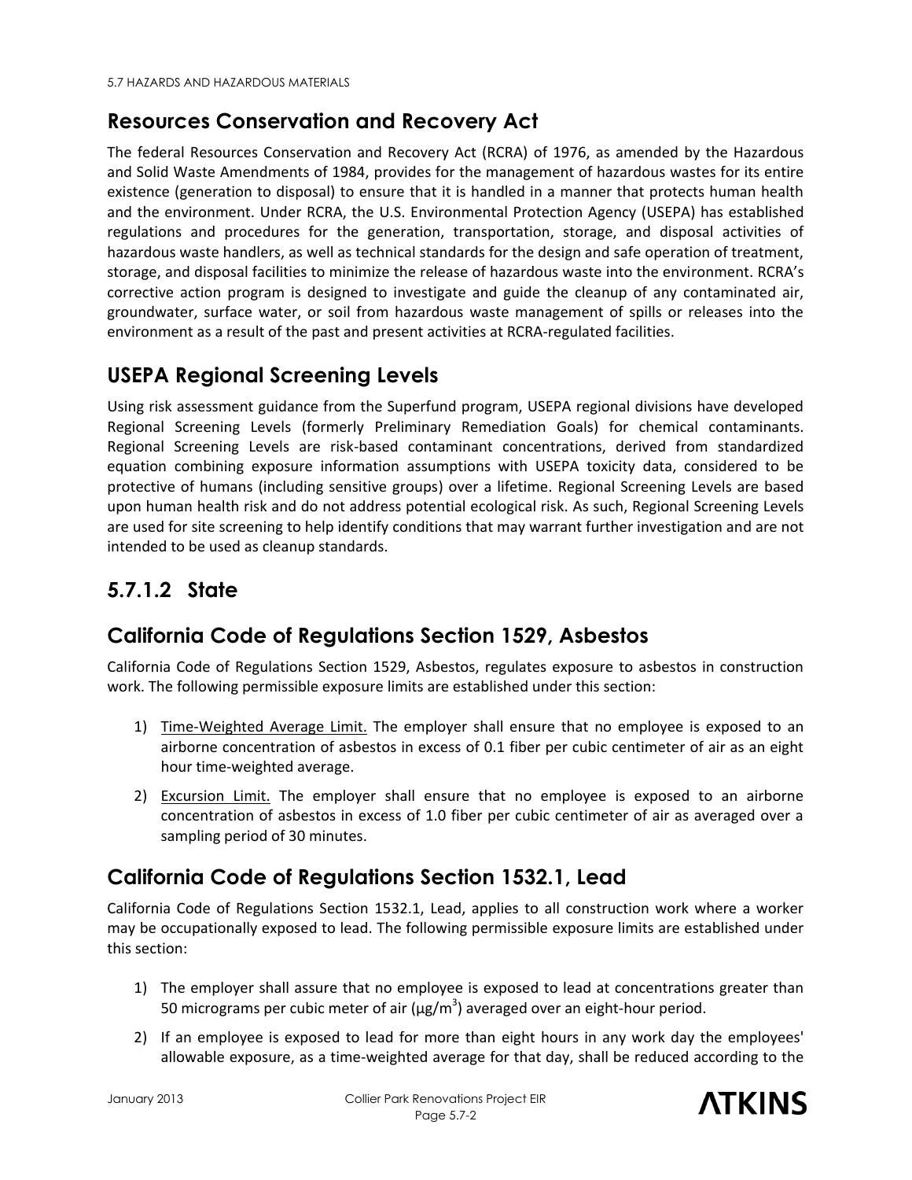## Resources Conservation and Recovery Act

The federal Resources Conservation and Recovery Act (RCRA) of 1976, as amended by the Hazardous and Solid Waste Amendments of 1984, provides for the management of hazardous wastes for its entire existence (generation to disposal) to ensure that it is handled in a manner that protects human health and the environment. Under RCRA, the U.S. Environmental Protection Agency (USEPA) has established regulations and procedures for the generation, transportation, storage, and disposal activities of hazardous waste handlers, as well as technical standards for the design and safe operation of treatment, storage, and disposal facilities to minimize the release of hazardous waste into the environment. RCRA's corrective action program is designed to investigate and guide the cleanup of any contaminated air, groundwater, surface water, or soil from hazardous waste management of spills or releases into the environment as a result of the past and present activities at RCRA-regulated facilities.

## USEPA Regional Screening Levels

Using risk assessment guidance from the Superfund program, USEPA regional divisions have developed Regional Screening Levels (formerly Preliminary Remediation Goals) for chemical contaminants. Regional Screening Levels are risk-based contaminant concentrations, derived from standardized equation combining exposure information assumptions with USEPA toxicity data, considered to be protective of humans (including sensitive groups) over a lifetime. Regional Screening Levels are based upon human health risk and do not address potential ecological risk. As such, Regional Screening Levels are used for site screening to help identify conditions that may warrant further investigation and are not intended to be used as cleanup standards.

# 5.7.1.2 State

## California Code of Regulations Section 1529, Asbestos

California Code of Regulations Section 1529, Asbestos, regulates exposure to asbestos in construction work. The following permissible exposure limits are established under this section:

1) Time-Weighted Average Limit. The employer shall ensure that no employee is exposed to an airborne concentration of asbestos in excess of 0.1 fiber per cubic centimeter of air as an eight hour time-weighted average.
2) Excursion Limit. The employer shall ensure that no employee is exposed to an airborne concentration of asbestos in excess of 1.0 fiber per cubic centimeter of air as averaged over a sampling period of 30 minutes.

## California Code of Regulations Section 1532.1, Lead

California Code of Regulations Section 1532.1, Lead, applies to all construction work where a worker may be occupationally exposed to lead. The following permissible exposure limits are established under this section:

1) The employer shall assure that no employee is exposed to lead at concentrations greater than 50 micrograms per cubic meter of air ($\mu g/m^3$) averaged over an eight-hour period.
2) If an employee is exposed to lead for more than eight hours in any work day the employees' allowable exposure, as a time-weighted average for that day, shall be reduced according to the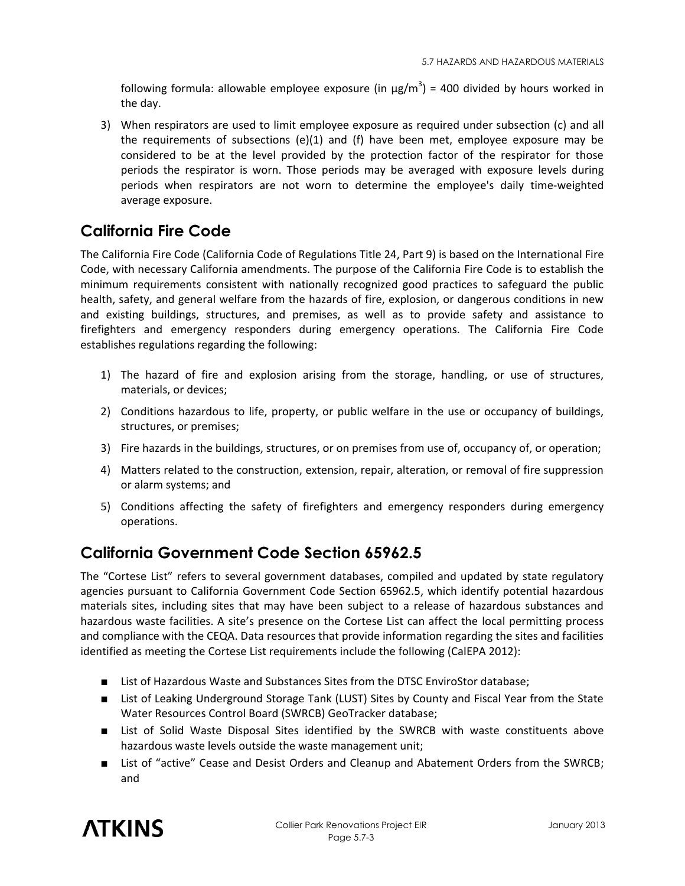following formula: allowable employee exposure (in $\mu g/m^3$) = 400 divided by hours worked in the day.

3) When respirators are used to limit employee exposure as required under subsection (c) and all the requirements of subsections (e)(1) and (f) have been met, employee exposure may be considered to be at the level provided by the protection factor of the respirator for those periods the respirator is worn. Those periods may be averaged with exposure levels during periods when respirators are not worn to determine the employee's daily time-weighted average exposure.

## California Fire Code

The California Fire Code (California Code of Regulations Title 24, Part 9) is based on the International Fire Code, with necessary California amendments. The purpose of the California Fire Code is to establish the minimum requirements consistent with nationally recognized good practices to safeguard the public health, safety, and general welfare from the hazards of fire, explosion, or dangerous conditions in new and existing buildings, structures, and premises, as well as to provide safety and assistance to firefighters and emergency responders during emergency operations. The California Fire Code establishes regulations regarding the following:

1) The hazard of fire and explosion arising from the storage, handling, or use of structures, materials, or devices;
2) Conditions hazardous to life, property, or public welfare in the use or occupancy of buildings, structures, or premises;
3) Fire hazards in the buildings, structures, or on premises from use of, occupancy of, or operation;
4) Matters related to the construction, extension, repair, alteration, or removal of fire suppression or alarm systems; and
5) Conditions affecting the safety of firefighters and emergency responders during emergency operations.

## California Government Code Section 65962.5

The "Cortese List" refers to several government databases, compiled and updated by state regulatory agencies pursuant to California Government Code Section 65962.5, which identify potential hazardous materials sites, including sites that may have been subject to a release of hazardous substances and hazardous waste facilities. A site's presence on the Cortese List can affect the local permitting process and compliance with the CEQA. Data resources that provide information regarding the sites and facilities identified as meeting the Cortese List requirements include the following (CalEPA 2012):

- List of Hazardous Waste and Substances Sites from the DTSC EnviroStor database;
- List of Leaking Underground Storage Tank (LUST) Sites by County and Fiscal Year from the State Water Resources Control Board (SWRCB) GeoTracker database;
- List of Solid Waste Disposal Sites identified by the SWRCB with waste constituents above hazardous waste levels outside the waste management unit;
- List of "active" Cease and Desist Orders and Cleanup and Abatement Orders from the SWRCB; and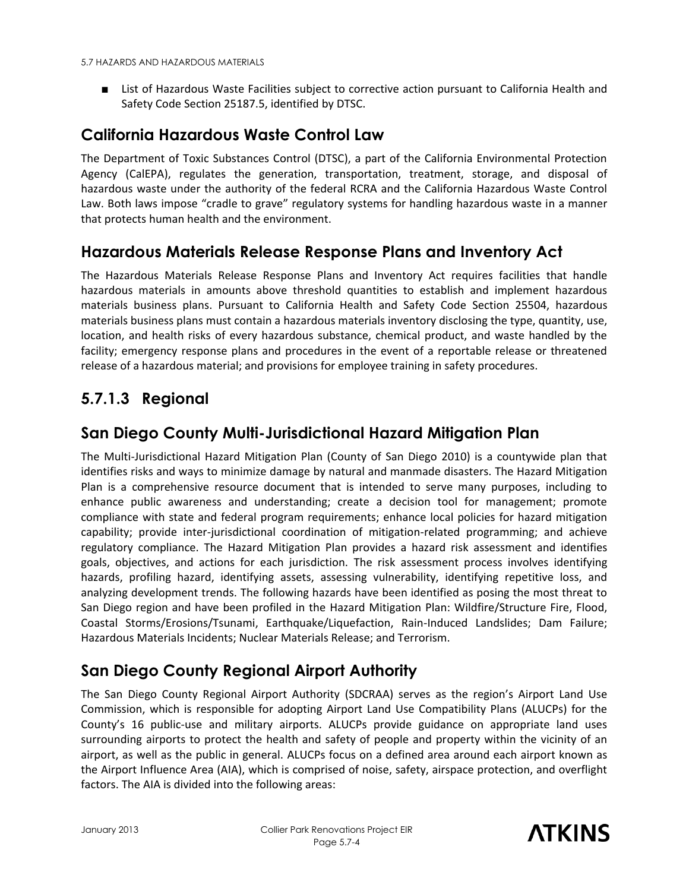- List of Hazardous Waste Facilities subject to corrective action pursuant to California Health and Safety Code Section 25187.5, identified by DTSC.

## California Hazardous Waste Control Law

The Department of Toxic Substances Control (DTSC), a part of the California Environmental Protection Agency (CalEPA), regulates the generation, transportation, treatment, storage, and disposal of hazardous waste under the authority of the federal RCRA and the California Hazardous Waste Control Law. Both laws impose "cradle to grave" regulatory systems for handling hazardous waste in a manner that protects human health and the environment.

## Hazardous Materials Release Response Plans and Inventory Act

The Hazardous Materials Release Response Plans and Inventory Act requires facilities that handle hazardous materials in amounts above threshold quantities to establish and implement hazardous materials business plans. Pursuant to California Health and Safety Code Section 25504, hazardous materials business plans must contain a hazardous materials inventory disclosing the type, quantity, use, location, and health risks of every hazardous substance, chemical product, and waste handled by the facility; emergency response plans and procedures in the event of a reportable release or threatened release of a hazardous material; and provisions for employee training in safety procedures.

# 5.7.1.3 Regional

## San Diego County Multi-Jurisdictional Hazard Mitigation Plan

The Multi-Jurisdictional Hazard Mitigation Plan (County of San Diego 2010) is a countywide plan that identifies risks and ways to minimize damage by natural and manmade disasters. The Hazard Mitigation Plan is a comprehensive resource document that is intended to serve many purposes, including to enhance public awareness and understanding; create a decision tool for management; promote compliance with state and federal program requirements; enhance local policies for hazard mitigation capability; provide inter-jurisdictional coordination of mitigation-related programming; and achieve regulatory compliance. The Hazard Mitigation Plan provides a hazard risk assessment and identifies goals, objectives, and actions for each jurisdiction. The risk assessment process involves identifying hazards, profiling hazard, identifying assets, assessing vulnerability, identifying repetitive loss, and analyzing development trends. The following hazards have been identified as posing the most threat to San Diego region and have been profiled in the Hazard Mitigation Plan: Wildfire/Structure Fire, Flood, Coastal Storms/Erosions/Tsunami, Earthquake/Liquefaction, Rain-Induced Landslides; Dam Failure; Hazardous Materials Incidents; Nuclear Materials Release; and Terrorism.

## San Diego County Regional Airport Authority

The San Diego County Regional Airport Authority (SDCRAA) serves as the region's Airport Land Use Commission, which is responsible for adopting Airport Land Use Compatibility Plans (ALUCPs) for the County's 16 public-use and military airports. ALUCPs provide guidance on appropriate land uses surrounding airports to protect the health and safety of people and property within the vicinity of an airport, as well as the public in general. ALUCPs focus on a defined area around each airport known as the Airport Influence Area (AIA), which is comprised of noise, safety, airspace protection, and overflight factors. The AIA is divided into the following areas: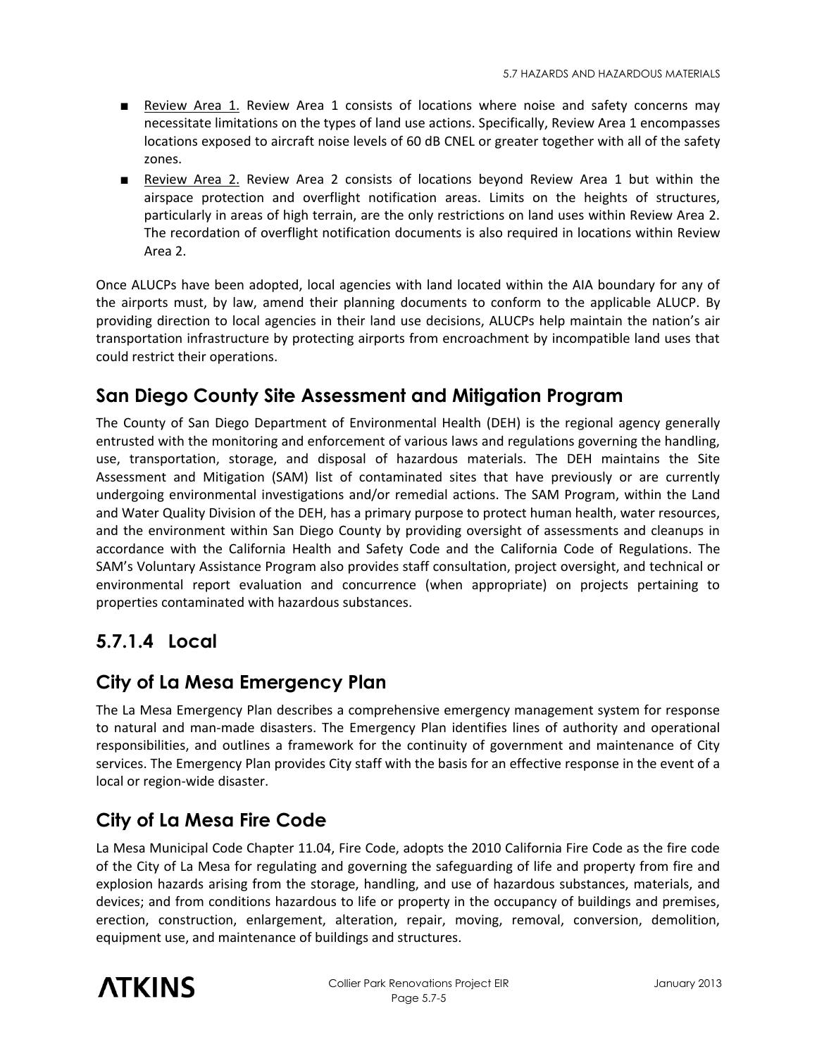- Review Area 1. Review Area 1 consists of locations where noise and safety concerns may necessitate limitations on the types of land use actions. Specifically, Review Area 1 encompasses locations exposed to aircraft noise levels of 60 dB CNEL or greater together with all of the safety zones.
- Review Area 2. Review Area 2 consists of locations beyond Review Area 1 but within the airspace protection and overflight notification areas. Limits on the heights of structures, particularly in areas of high terrain, are the only restrictions on land uses within Review Area 2. The recordation of overflight notification documents is also required in locations within Review Area 2.

Once ALUCPs have been adopted, local agencies with land located within the AIA boundary for any of the airports must, by law, amend their planning documents to conform to the applicable ALUCP. By providing direction to local agencies in their land use decisions, ALUCPs help maintain the nation's air transportation infrastructure by protecting airports from encroachment by incompatible land uses that could restrict their operations.

## San Diego County Site Assessment and Mitigation Program

The County of San Diego Department of Environmental Health (DEH) is the regional agency generally entrusted with the monitoring and enforcement of various laws and regulations governing the handling, use, transportation, storage, and disposal of hazardous materials. The DEH maintains the Site Assessment and Mitigation (SAM) list of contaminated sites that have previously or are currently undergoing environmental investigations and/or remedial actions. The SAM Program, within the Land and Water Quality Division of the DEH, has a primary purpose to protect human health, water resources, and the environment within San Diego County by providing oversight of assessments and cleanups in accordance with the California Health and Safety Code and the California Code of Regulations. The SAM's Voluntary Assistance Program also provides staff consultation, project oversight, and technical or environmental report evaluation and concurrence (when appropriate) on projects pertaining to properties contaminated with hazardous substances.

# 5.7.1.4 Local

## City of La Mesa Emergency Plan

The La Mesa Emergency Plan describes a comprehensive emergency management system for response to natural and man-made disasters. The Emergency Plan identifies lines of authority and operational responsibilities, and outlines a framework for the continuity of government and maintenance of City services. The Emergency Plan provides City staff with the basis for an effective response in the event of a local or region-wide disaster.

## City of La Mesa Fire Code

La Mesa Municipal Code Chapter 11.04, Fire Code, adopts the 2010 California Fire Code as the fire code of the City of La Mesa for regulating and governing the safeguarding of life and property from fire and explosion hazards arising from the storage, handling, and use of hazardous substances, materials, and devices; and from conditions hazardous to life or property in the occupancy of buildings and premises, erection, construction, enlargement, alteration, repair, moving, removal, conversion, demolition, equipment use, and maintenance of buildings and structures.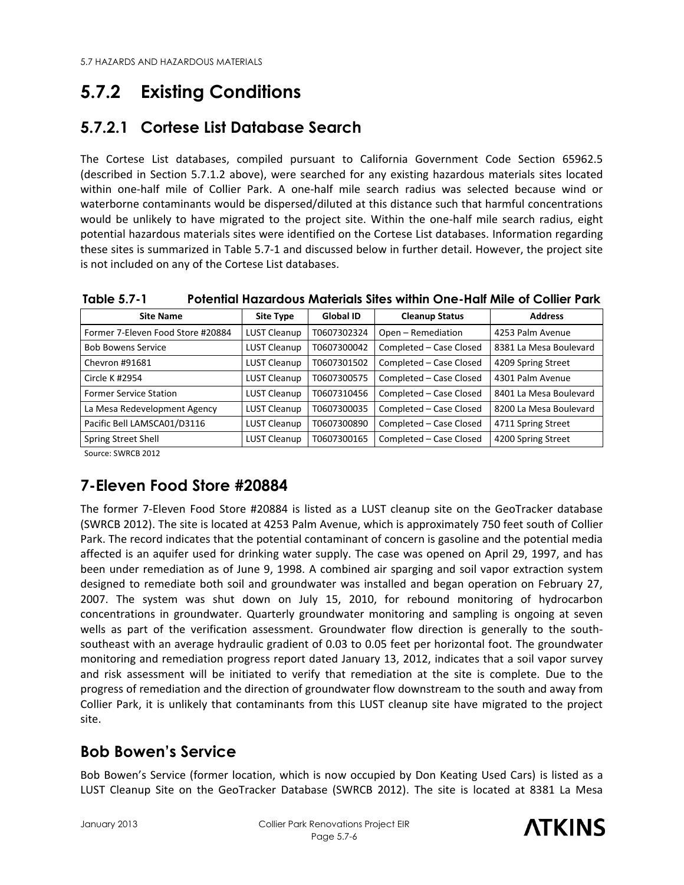## 5.7.2 Existing Conditions

### 5.7.2.1 Cortese List Database Search

The Cortese List databases, compiled pursuant to California Government Code Section 65962.5 (described in Section 5.7.1.2 above), were searched for any existing hazardous materials sites located within one-half mile of Collier Park. A one-half mile search radius was selected because wind or waterborne contaminants would be dispersed/diluted at this distance such that harmful concentrations would be unlikely to have migrated to the project site. Within the one-half mile search radius, eight potential hazardous materials sites were identified on the Cortese List databases. Information regarding these sites is summarized in Table 5.7-1 and discussed below in further detail. However, the project site is not included on any of the Cortese List databases.

**Table 5.7-1 Potential Hazardous Materials Sites within One-Half Mile of Collier Park**

| Site Name | Site Type | Global ID | Cleanup Status | Address |
|---|---|---|---|---|
| Former 7-Eleven Food Store #20884 | LUST Cleanup | T0607302324 | Open – Remediation | 4253 Palm Avenue |
| Bob Bowens Service | LUST Cleanup | T0607300042 | Completed – Case Closed | 8381 La Mesa Boulevard |
| Chevron #91681 | LUST Cleanup | T0607301502 | Completed – Case Closed | 4209 Spring Street |
| Circle K #2954 | LUST Cleanup | T0607300575 | Completed – Case Closed | 4301 Palm Avenue |
| Former Service Station | LUST Cleanup | T0607310456 | Completed – Case Closed | 8401 La Mesa Boulevard |
| La Mesa Redevelopment Agency | LUST Cleanup | T0607300035 | Completed – Case Closed | 8200 La Mesa Boulevard |
| Pacific Bell LAMSCA01/D3116 | LUST Cleanup | T0607300890 | Completed – Case Closed | 4711 Spring Street |
| Spring Street Shell | LUST Cleanup | T0607300165 | Completed – Case Closed | 4200 Spring Street |

Source: SWRCB 2012

### 7-Eleven Food Store #20884

The former 7-Eleven Food Store #20884 is listed as a LUST cleanup site on the GeoTracker database (SWRCB 2012). The site is located at 4253 Palm Avenue, which is approximately 750 feet south of Collier Park. The record indicates that the potential contaminant of concern is gasoline and the potential media affected is an aquifer used for drinking water supply. The case was opened on April 29, 1997, and has been under remediation as of June 9, 1998. A combined air sparging and soil vapor extraction system designed to remediate both soil and groundwater was installed and began operation on February 27, 2007. The system was shut down on July 15, 2010, for rebound monitoring of hydrocarbon concentrations in groundwater. Quarterly groundwater monitoring and sampling is ongoing at seven wells as part of the verification assessment. Groundwater flow direction is generally to the south-southeast with an average hydraulic gradient of 0.03 to 0.05 feet per horizontal foot. The groundwater monitoring and remediation progress report dated January 13, 2012, indicates that a soil vapor survey and risk assessment will be initiated to verify that remediation at the site is complete. Due to the progress of remediation and the direction of groundwater flow downstream to the south and away from Collier Park, it is unlikely that contaminants from this LUST cleanup site have migrated to the project site.

### Bob Bowen's Service

Bob Bowen's Service (former location, which is now occupied by Don Keating Used Cars) is listed as a LUST Cleanup Site on the GeoTracker Database (SWRCB 2012). The site is located at 8381 La Mesa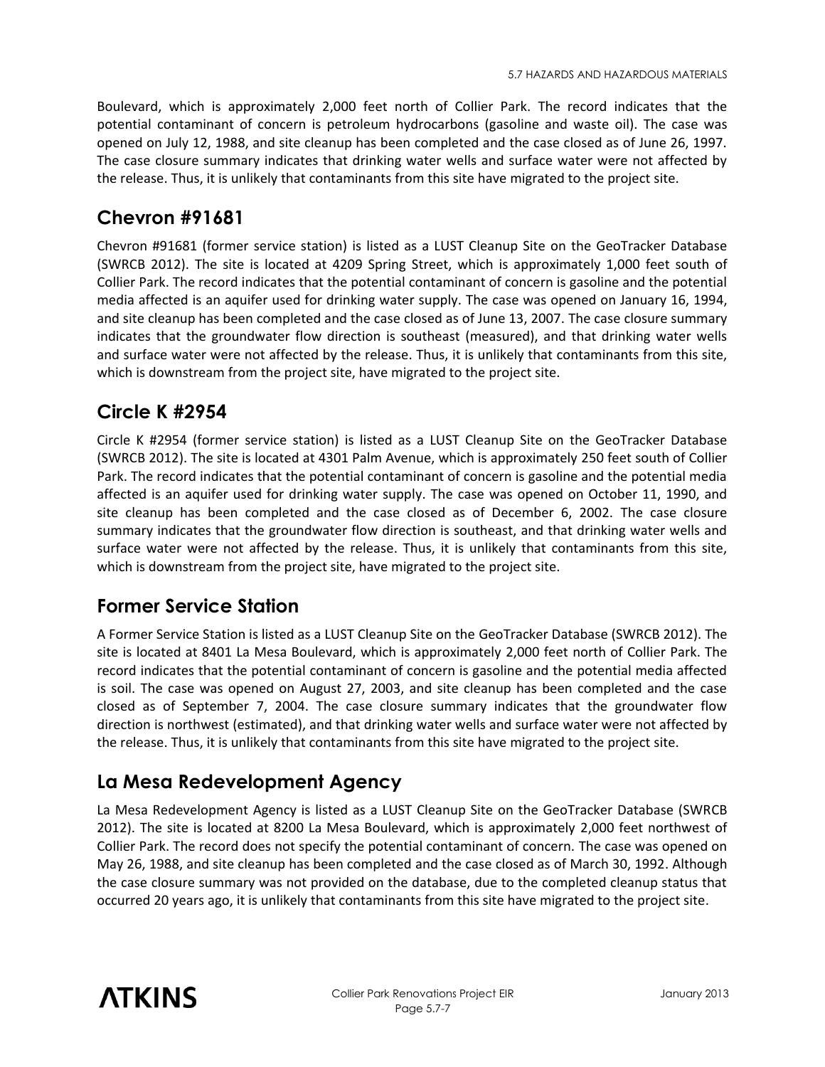Boulevard, which is approximately 2,000 feet north of Collier Park. The record indicates that the potential contaminant of concern is petroleum hydrocarbons (gasoline and waste oil). The case was opened on July 12, 1988, and site cleanup has been completed and the case closed as of June 26, 1997. The case closure summary indicates that drinking water wells and surface water were not affected by the release. Thus, it is unlikely that contaminants from this site have migrated to the project site.

## Chevron #91681

Chevron #91681 (former service station) is listed as a LUST Cleanup Site on the GeoTracker Database (SWRCB 2012). The site is located at 4209 Spring Street, which is approximately 1,000 feet south of Collier Park. The record indicates that the potential contaminant of concern is gasoline and the potential media affected is an aquifer used for drinking water supply. The case was opened on January 16, 1994, and site cleanup has been completed and the case closed as of June 13, 2007. The case closure summary indicates that the groundwater flow direction is southeast (measured), and that drinking water wells and surface water were not affected by the release. Thus, it is unlikely that contaminants from this site, which is downstream from the project site, have migrated to the project site.

## Circle K #2954

Circle K #2954 (former service station) is listed as a LUST Cleanup Site on the GeoTracker Database (SWRCB 2012). The site is located at 4301 Palm Avenue, which is approximately 250 feet south of Collier Park. The record indicates that the potential contaminant of concern is gasoline and the potential media affected is an aquifer used for drinking water supply. The case was opened on October 11, 1990, and site cleanup has been completed and the case closed as of December 6, 2002. The case closure summary indicates that the groundwater flow direction is southeast, and that drinking water wells and surface water were not affected by the release. Thus, it is unlikely that contaminants from this site, which is downstream from the project site, have migrated to the project site.

## Former Service Station

A Former Service Station is listed as a LUST Cleanup Site on the GeoTracker Database (SWRCB 2012). The site is located at 8401 La Mesa Boulevard, which is approximately 2,000 feet north of Collier Park. The record indicates that the potential contaminant of concern is gasoline and the potential media affected is soil. The case was opened on August 27, 2003, and site cleanup has been completed and the case closed as of September 7, 2004. The case closure summary indicates that the groundwater flow direction is northwest (estimated), and that drinking water wells and surface water were not affected by the release. Thus, it is unlikely that contaminants from this site have migrated to the project site.

## La Mesa Redevelopment Agency

La Mesa Redevelopment Agency is listed as a LUST Cleanup Site on the GeoTracker Database (SWRCB 2012). The site is located at 8200 La Mesa Boulevard, which is approximately 2,000 feet northwest of Collier Park. The record does not specify the potential contaminant of concern. The case was opened on May 26, 1988, and site cleanup has been completed and the case closed as of March 30, 1992. Although the case closure summary was not provided on the database, due to the completed cleanup status that occurred 20 years ago, it is unlikely that contaminants from this site have migrated to the project site.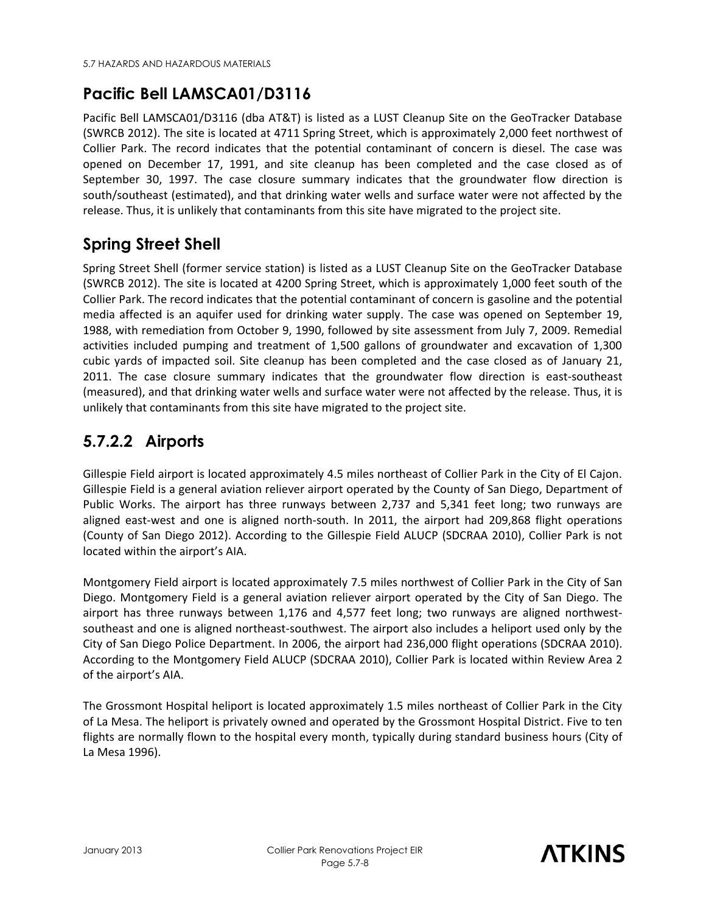## Pacific Bell LAMSCA01/D3116

Pacific Bell LAMSCA01/D3116 (dba AT&T) is listed as a LUST Cleanup Site on the GeoTracker Database (SWRCB 2012). The site is located at 4711 Spring Street, which is approximately 2,000 feet northwest of Collier Park. The record indicates that the potential contaminant of concern is diesel. The case was opened on December 17, 1991, and site cleanup has been completed and the case closed as of September 30, 1997. The case closure summary indicates that the groundwater flow direction is south/southeast (estimated), and that drinking water wells and surface water were not affected by the release. Thus, it is unlikely that contaminants from this site have migrated to the project site.

## Spring Street Shell

Spring Street Shell (former service station) is listed as a LUST Cleanup Site on the GeoTracker Database (SWRCB 2012). The site is located at 4200 Spring Street, which is approximately 1,000 feet south of the Collier Park. The record indicates that the potential contaminant of concern is gasoline and the potential media affected is an aquifer used for drinking water supply. The case was opened on September 19, 1988, with remediation from October 9, 1990, followed by site assessment from July 7, 2009. Remedial activities included pumping and treatment of 1,500 gallons of groundwater and excavation of 1,300 cubic yards of impacted soil. Site cleanup has been completed and the case closed as of January 21, 2011. The case closure summary indicates that the groundwater flow direction is east-southeast (measured), and that drinking water wells and surface water were not affected by the release. Thus, it is unlikely that contaminants from this site have migrated to the project site.

## 5.7.2.2 Airports

Gillespie Field airport is located approximately 4.5 miles northeast of Collier Park in the City of El Cajon. Gillespie Field is a general aviation reliever airport operated by the County of San Diego, Department of Public Works. The airport has three runways between 2,737 and 5,341 feet long; two runways are aligned east-west and one is aligned north-south. In 2011, the airport had 209,868 flight operations (County of San Diego 2012). According to the Gillespie Field ALUCP (SDCRAA 2010), Collier Park is not located within the airport's AIA.

Montgomery Field airport is located approximately 7.5 miles northwest of Collier Park in the City of San Diego. Montgomery Field is a general aviation reliever airport operated by the City of San Diego. The airport has three runways between 1,176 and 4,577 feet long; two runways are aligned northwest-southeast and one is aligned northeast-southwest. The airport also includes a heliport used only by the City of San Diego Police Department. In 2006, the airport had 236,000 flight operations (SDCRAA 2010). According to the Montgomery Field ALUCP (SDCRAA 2010), Collier Park is located within Review Area 2 of the airport's AIA.

The Grossmont Hospital heliport is located approximately 1.5 miles northeast of Collier Park in the City of La Mesa. The heliport is privately owned and operated by the Grossmont Hospital District. Five to ten flights are normally flown to the hospital every month, typically during standard business hours (City of La Mesa 1996).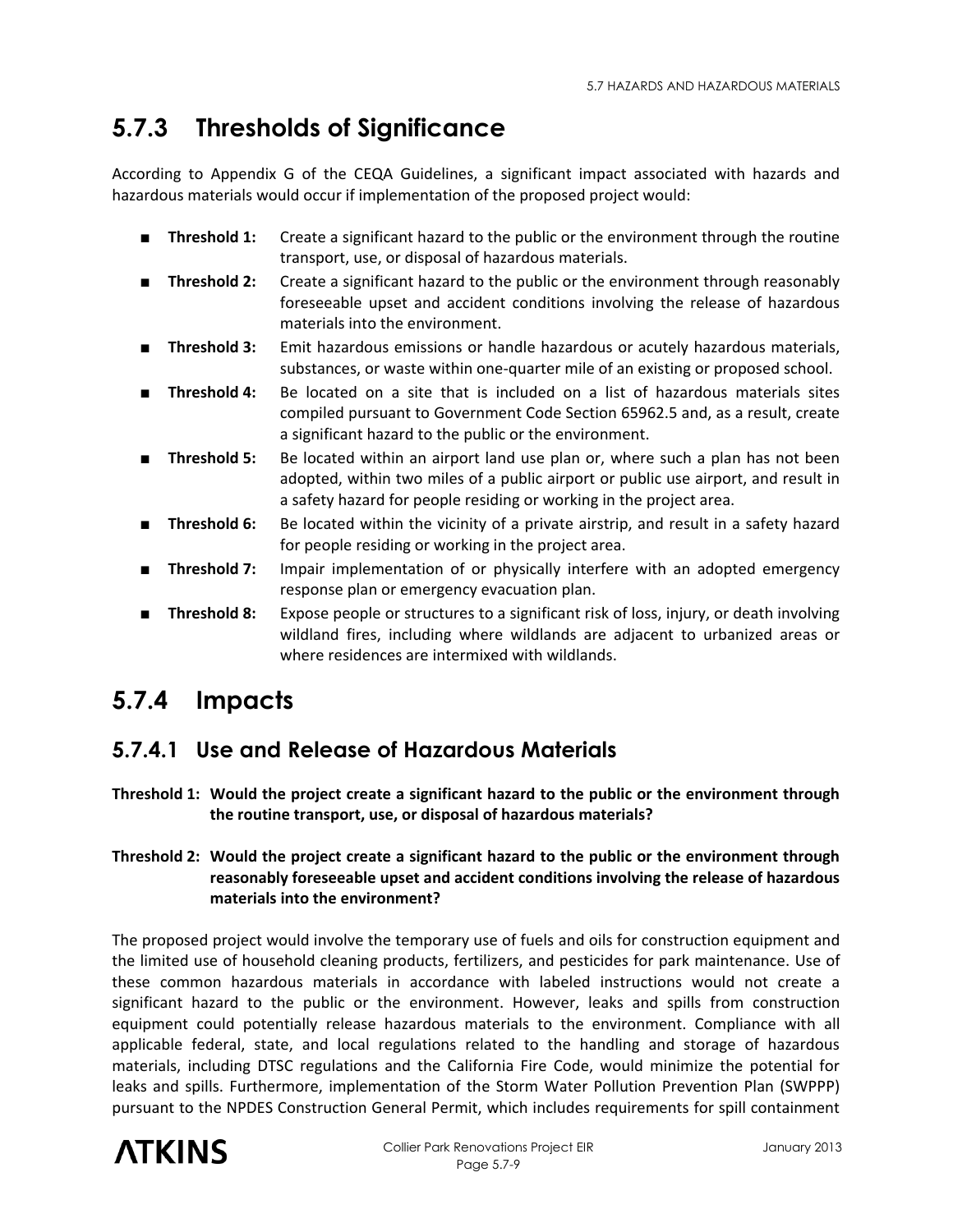## 5.7.3 Thresholds of Significance

According to Appendix G of the CEQA Guidelines, a significant impact associated with hazards and hazardous materials would occur if implementation of the proposed project would:

- **Threshold 1:** Create a significant hazard to the public or the environment through the routine transport, use, or disposal of hazardous materials.
- **Threshold 2:** Create a significant hazard to the public or the environment through reasonably foreseeable upset and accident conditions involving the release of hazardous materials into the environment.
- **Threshold 3:** Emit hazardous emissions or handle hazardous or acutely hazardous materials, substances, or waste within one-quarter mile of an existing or proposed school.
- **Threshold 4:** Be located on a site that is included on a list of hazardous materials sites compiled pursuant to Government Code Section 65962.5 and, as a result, create a significant hazard to the public or the environment.
- **Threshold 5:** Be located within an airport land use plan or, where such a plan has not been adopted, within two miles of a public airport or public use airport, and result in a safety hazard for people residing or working in the project area.
- **Threshold 6:** Be located within the vicinity of a private airstrip, and result in a safety hazard for people residing or working in the project area.
- **Threshold 7:** Impair implementation of or physically interfere with an adopted emergency response plan or emergency evacuation plan.
- **Threshold 8:** Expose people or structures to a significant risk of loss, injury, or death involving wildland fires, including where wildlands are adjacent to urbanized areas or where residences are intermixed with wildlands.

## 5.7.4 Impacts

### 5.7.4.1 Use and Release of Hazardous Materials

**Threshold 1: Would the project create a significant hazard to the public or the environment through the routine transport, use, or disposal of hazardous materials?**

**Threshold 2: Would the project create a significant hazard to the public or the environment through reasonably foreseeable upset and accident conditions involving the release of hazardous materials into the environment?**

The proposed project would involve the temporary use of fuels and oils for construction equipment and the limited use of household cleaning products, fertilizers, and pesticides for park maintenance. Use of these common hazardous materials in accordance with labeled instructions would not create a significant hazard to the public or the environment. However, leaks and spills from construction equipment could potentially release hazardous materials to the environment. Compliance with all applicable federal, state, and local regulations related to the handling and storage of hazardous materials, including DTSC regulations and the California Fire Code, would minimize the potential for leaks and spills. Furthermore, implementation of the Storm Water Pollution Prevention Plan (SWPPP) pursuant to the NPDES Construction General Permit, which includes requirements for spill containment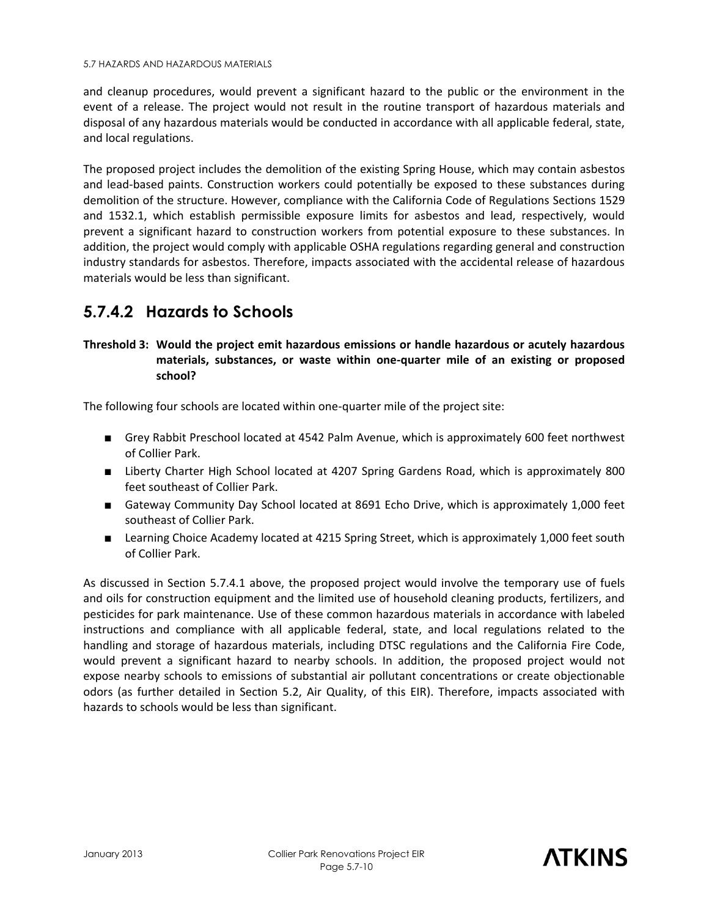and cleanup procedures, would prevent a significant hazard to the public or the environment in the event of a release. The project would not result in the routine transport of hazardous materials and disposal of any hazardous materials would be conducted in accordance with all applicable federal, state, and local regulations.

The proposed project includes the demolition of the existing Spring House, which may contain asbestos and lead-based paints. Construction workers could potentially be exposed to these substances during demolition of the structure. However, compliance with the California Code of Regulations Sections 1529 and 1532.1, which establish permissible exposure limits for asbestos and lead, respectively, would prevent a significant hazard to construction workers from potential exposure to these substances. In addition, the project would comply with applicable OSHA regulations regarding general and construction industry standards for asbestos. Therefore, impacts associated with the accidental release of hazardous materials would be less than significant.

## 5.7.4.2 Hazards to Schools

**Threshold 3: Would the project emit hazardous emissions or handle hazardous or acutely hazardous materials, substances, or waste within one-quarter mile of an existing or proposed school?**

The following four schools are located within one-quarter mile of the project site:

- Grey Rabbit Preschool located at 4542 Palm Avenue, which is approximately 600 feet northwest of Collier Park.
- Liberty Charter High School located at 4207 Spring Gardens Road, which is approximately 800 feet southeast of Collier Park.
- Gateway Community Day School located at 8691 Echo Drive, which is approximately 1,000 feet southeast of Collier Park.
- Learning Choice Academy located at 4215 Spring Street, which is approximately 1,000 feet south of Collier Park.

As discussed in Section 5.7.4.1 above, the proposed project would involve the temporary use of fuels and oils for construction equipment and the limited use of household cleaning products, fertilizers, and pesticides for park maintenance. Use of these common hazardous materials in accordance with labeled instructions and compliance with all applicable federal, state, and local regulations related to the handling and storage of hazardous materials, including DTSC regulations and the California Fire Code, would prevent a significant hazard to nearby schools. In addition, the proposed project would not expose nearby schools to emissions of substantial air pollutant concentrations or create objectionable odors (as further detailed in Section 5.2, Air Quality, of this EIR). Therefore, impacts associated with hazards to schools would be less than significant.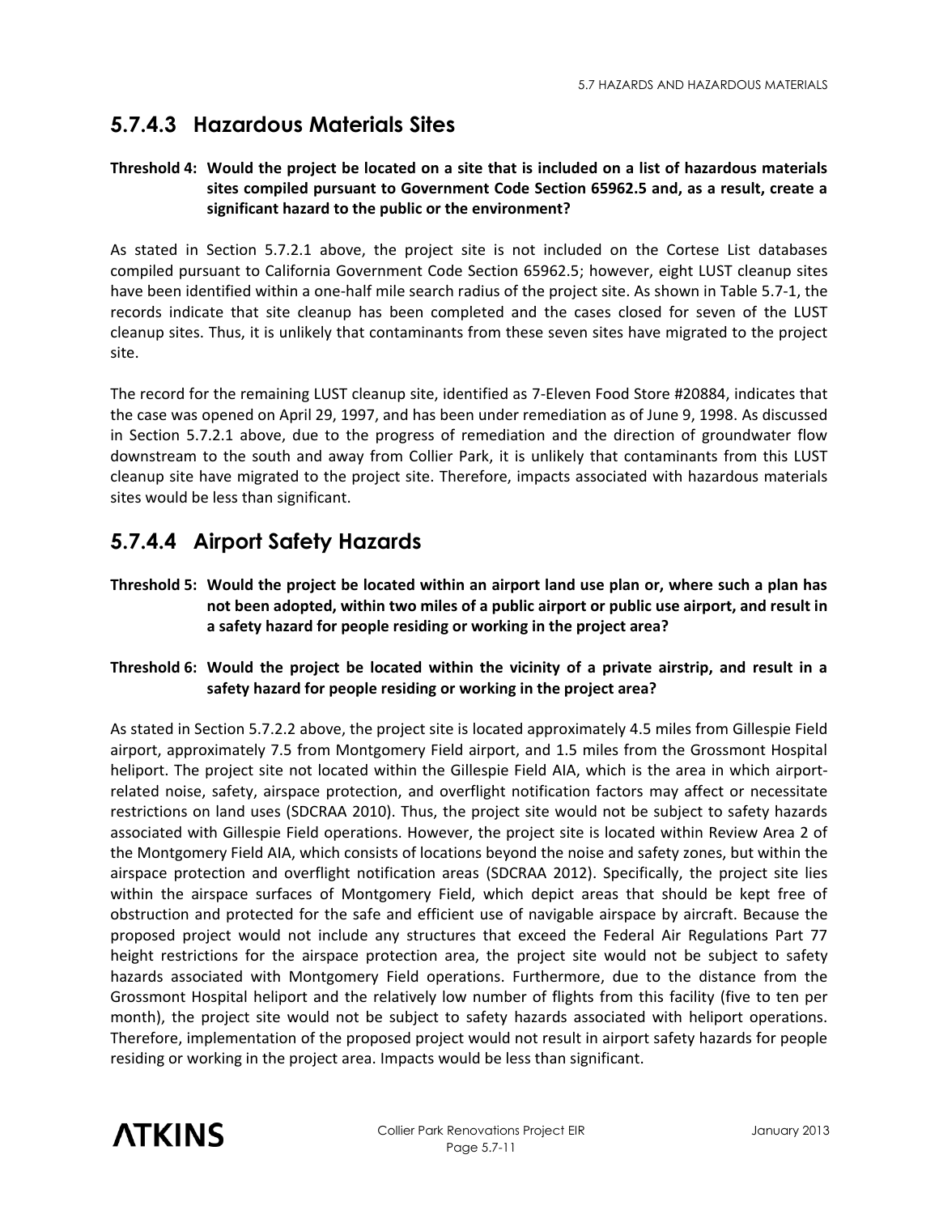## 5.7.4.3 Hazardous Materials Sites

**Threshold 4: Would the project be located on a site that is included on a list of hazardous materials sites compiled pursuant to Government Code Section 65962.5 and, as a result, create a significant hazard to the public or the environment?**

As stated in Section 5.7.2.1 above, the project site is not included on the Cortese List databases compiled pursuant to California Government Code Section 65962.5; however, eight LUST cleanup sites have been identified within a one-half mile search radius of the project site. As shown in Table 5.7-1, the records indicate that site cleanup has been completed and the cases closed for seven of the LUST cleanup sites. Thus, it is unlikely that contaminants from these seven sites have migrated to the project site.

The record for the remaining LUST cleanup site, identified as 7-Eleven Food Store #20884, indicates that the case was opened on April 29, 1997, and has been under remediation as of June 9, 1998. As discussed in Section 5.7.2.1 above, due to the progress of remediation and the direction of groundwater flow downstream to the south and away from Collier Park, it is unlikely that contaminants from this LUST cleanup site have migrated to the project site. Therefore, impacts associated with hazardous materials sites would be less than significant.

## 5.7.4.4 Airport Safety Hazards

**Threshold 5: Would the project be located within an airport land use plan or, where such a plan has not been adopted, within two miles of a public airport or public use airport, and result in a safety hazard for people residing or working in the project area?**

**Threshold 6: Would the project be located within the vicinity of a private airstrip, and result in a safety hazard for people residing or working in the project area?**

As stated in Section 5.7.2.2 above, the project site is located approximately 4.5 miles from Gillespie Field airport, approximately 7.5 from Montgomery Field airport, and 1.5 miles from the Grossmont Hospital heliport. The project site not located within the Gillespie Field AIA, which is the area in which airport-related noise, safety, airspace protection, and overflight notification factors may affect or necessitate restrictions on land uses (SDCRAA 2010). Thus, the project site would not be subject to safety hazards associated with Gillespie Field operations. However, the project site is located within Review Area 2 of the Montgomery Field AIA, which consists of locations beyond the noise and safety zones, but within the airspace protection and overflight notification areas (SDCRAA 2012). Specifically, the project site lies within the airspace surfaces of Montgomery Field, which depict areas that should be kept free of obstruction and protected for the safe and efficient use of navigable airspace by aircraft. Because the proposed project would not include any structures that exceed the Federal Air Regulations Part 77 height restrictions for the airspace protection area, the project site would not be subject to safety hazards associated with Montgomery Field operations. Furthermore, due to the distance from the Grossmont Hospital heliport and the relatively low number of flights from this facility (five to ten per month), the project site would not be subject to safety hazards associated with heliport operations. Therefore, implementation of the proposed project would not result in airport safety hazards for people residing or working in the project area. Impacts would be less than significant.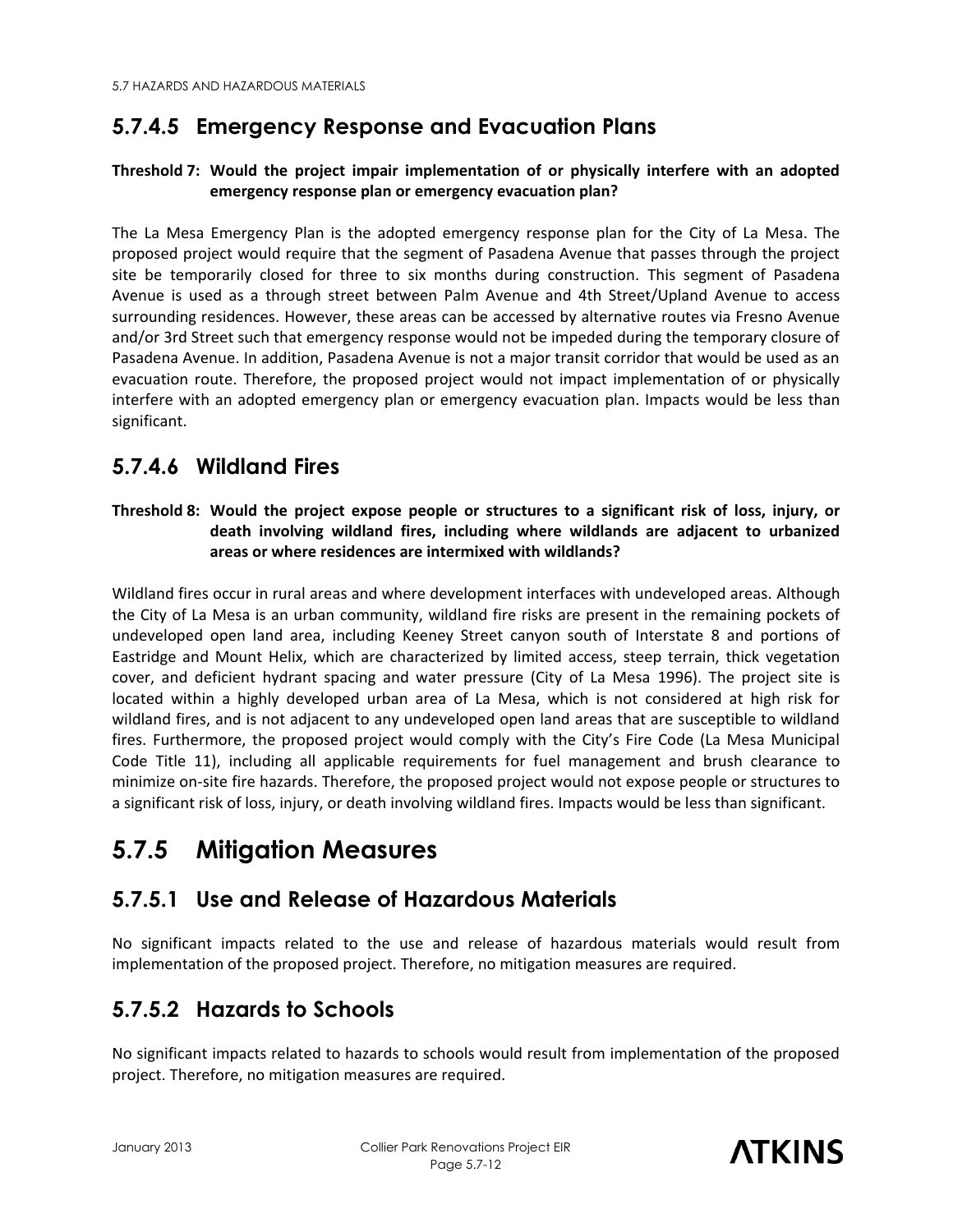## 5.7.4.5 Emergency Response and Evacuation Plans

**Threshold 7: Would the project impair implementation of or physically interfere with an adopted emergency response plan or emergency evacuation plan?**

The La Mesa Emergency Plan is the adopted emergency response plan for the City of La Mesa. The proposed project would require that the segment of Pasadena Avenue that passes through the project site be temporarily closed for three to six months during construction. This segment of Pasadena Avenue is used as a through street between Palm Avenue and 4th Street/Upland Avenue to access surrounding residences. However, these areas can be accessed by alternative routes via Fresno Avenue and/or 3rd Street such that emergency response would not be impeded during the temporary closure of Pasadena Avenue. In addition, Pasadena Avenue is not a major transit corridor that would be used as an evacuation route. Therefore, the proposed project would not impact implementation of or physically interfere with an adopted emergency plan or emergency evacuation plan. Impacts would be less than significant.

## 5.7.4.6 Wildland Fires

**Threshold 8: Would the project expose people or structures to a significant risk of loss, injury, or death involving wildland fires, including where wildlands are adjacent to urbanized areas or where residences are intermixed with wildlands?**

Wildland fires occur in rural areas and where development interfaces with undeveloped areas. Although the City of La Mesa is an urban community, wildland fire risks are present in the remaining pockets of undeveloped open land area, including Keeney Street canyon south of Interstate 8 and portions of Eastridge and Mount Helix, which are characterized by limited access, steep terrain, thick vegetation cover, and deficient hydrant spacing and water pressure (City of La Mesa 1996). The project site is located within a highly developed urban area of La Mesa, which is not considered at high risk for wildland fires, and is not adjacent to any undeveloped open land areas that are susceptible to wildland fires. Furthermore, the proposed project would comply with the City's Fire Code (La Mesa Municipal Code Title 11), including all applicable requirements for fuel management and brush clearance to minimize on-site fire hazards. Therefore, the proposed project would not expose people or structures to a significant risk of loss, injury, or death involving wildland fires. Impacts would be less than significant.

# 5.7.5 Mitigation Measures

## 5.7.5.1 Use and Release of Hazardous Materials

No significant impacts related to the use and release of hazardous materials would result from implementation of the proposed project. Therefore, no mitigation measures are required.

## 5.7.5.2 Hazards to Schools

No significant impacts related to hazards to schools would result from implementation of the proposed project. Therefore, no mitigation measures are required.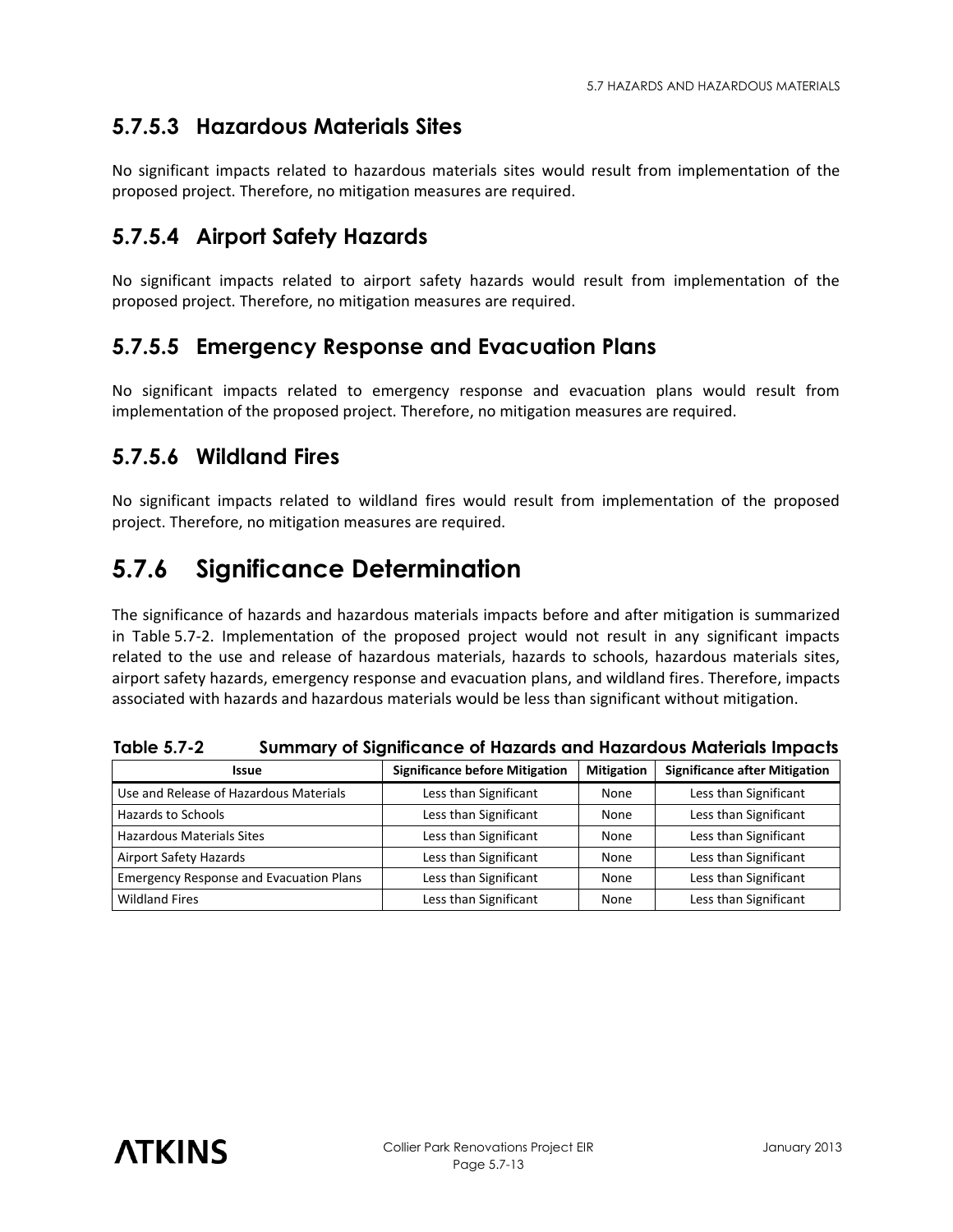### 5.7.5.3 Hazardous Materials Sites

No significant impacts related to hazardous materials sites would result from implementation of the proposed project. Therefore, no mitigation measures are required.

### 5.7.5.4 Airport Safety Hazards

No significant impacts related to airport safety hazards would result from implementation of the proposed project. Therefore, no mitigation measures are required.

### 5.7.5.5 Emergency Response and Evacuation Plans

No significant impacts related to emergency response and evacuation plans would result from implementation of the proposed project. Therefore, no mitigation measures are required.

### 5.7.5.6 Wildland Fires

No significant impacts related to wildland fires would result from implementation of the proposed project. Therefore, no mitigation measures are required.

## 5.7.6 Significance Determination

The significance of hazards and hazardous materials impacts before and after mitigation is summarized in Table 5.7-2. Implementation of the proposed project would not result in any significant impacts related to the use and release of hazardous materials, hazards to schools, hazardous materials sites, airport safety hazards, emergency response and evacuation plans, and wildland fires. Therefore, impacts associated with hazards and hazardous materials would be less than significant without mitigation.

**Table 5.7-2 Summary of Significance of Hazards and Hazardous Materials Impacts**

| Issue | Significance before Mitigation | Mitigation | Significance after Mitigation |
|---|---|---|---|
| Use and Release of Hazardous Materials | Less than Significant | None | Less than Significant |
| Hazards to Schools | Less than Significant | None | Less than Significant |
| Hazardous Materials Sites | Less than Significant | None | Less than Significant |
| Airport Safety Hazards | Less than Significant | None | Less than Significant |
| Emergency Response and Evacuation Plans | Less than Significant | None | Less than Significant |
| Wildland Fires | Less than Significant | None | Less than Significant |